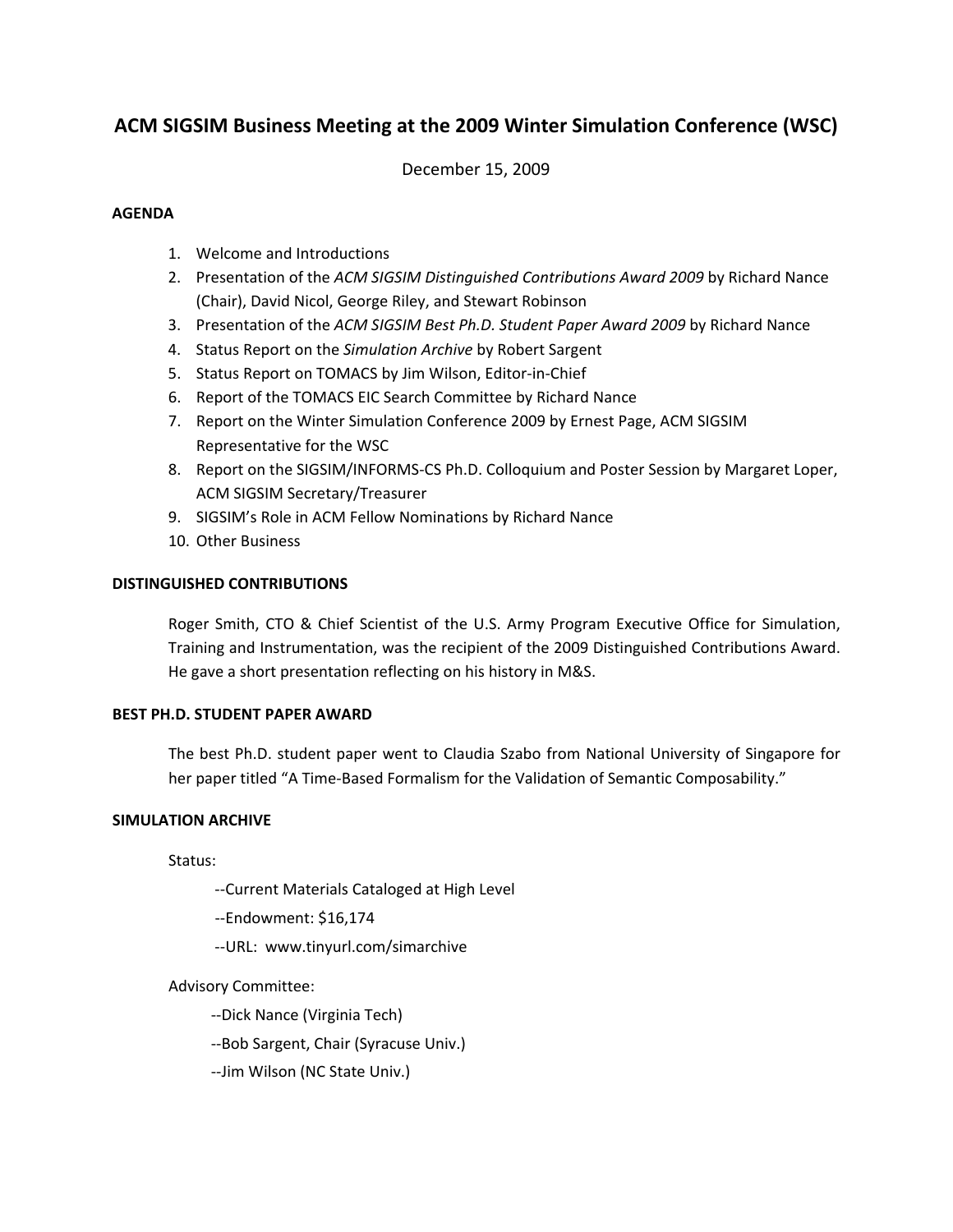# ACM SIGSIM Business Meeting at the 2009 Winter Simulation Conference (WSC)

December 15, 2009

### AGENDA

1. Welcome and Introductions
2. Presentation of the *ACM SIGSIM Distinguished Contributions Award 2009* by Richard Nance (Chair), David Nicol, George Riley, and Stewart Robinson
3. Presentation of the *ACM SIGSIM Best Ph.D. Student Paper Award 2009* by Richard Nance
4. Status Report on the *Simulation Archive* by Robert Sargent
5. Status Report on TOMACS by Jim Wilson, Editor-in-Chief
6. Report of the TOMACS EIC Search Committee by Richard Nance
7. Report on the Winter Simulation Conference 2009 by Ernest Page, ACM SIGSIM Representative for the WSC
8. Report on the SIGSIM/INFORMS-CS Ph.D. Colloquium and Poster Session by Margaret Loper, ACM SIGSIM Secretary/Treasurer
9. SIGSIM's Role in ACM Fellow Nominations by Richard Nance
10. Other Business

### DISTINGUISHED CONTRIBUTIONS

Roger Smith, CTO & Chief Scientist of the U.S. Army Program Executive Office for Simulation, Training and Instrumentation, was the recipient of the 2009 Distinguished Contributions Award. He gave a short presentation reflecting on his history in M&S.

### BEST PH.D. STUDENT PAPER AWARD

The best Ph.D. student paper went to Claudia Szabo from National University of Singapore for her paper titled "A Time-Based Formalism for the Validation of Semantic Composability."

### SIMULATION ARCHIVE

Status:

--Current Materials Cataloged at High Level

--Endowment: $16,174

--URL: www.tinyurl.com/simarchive

Advisory Committee:

--Dick Nance (Virginia Tech)

--Bob Sargent, Chair (Syracuse Univ.)

--Jim Wilson (NC State Univ.)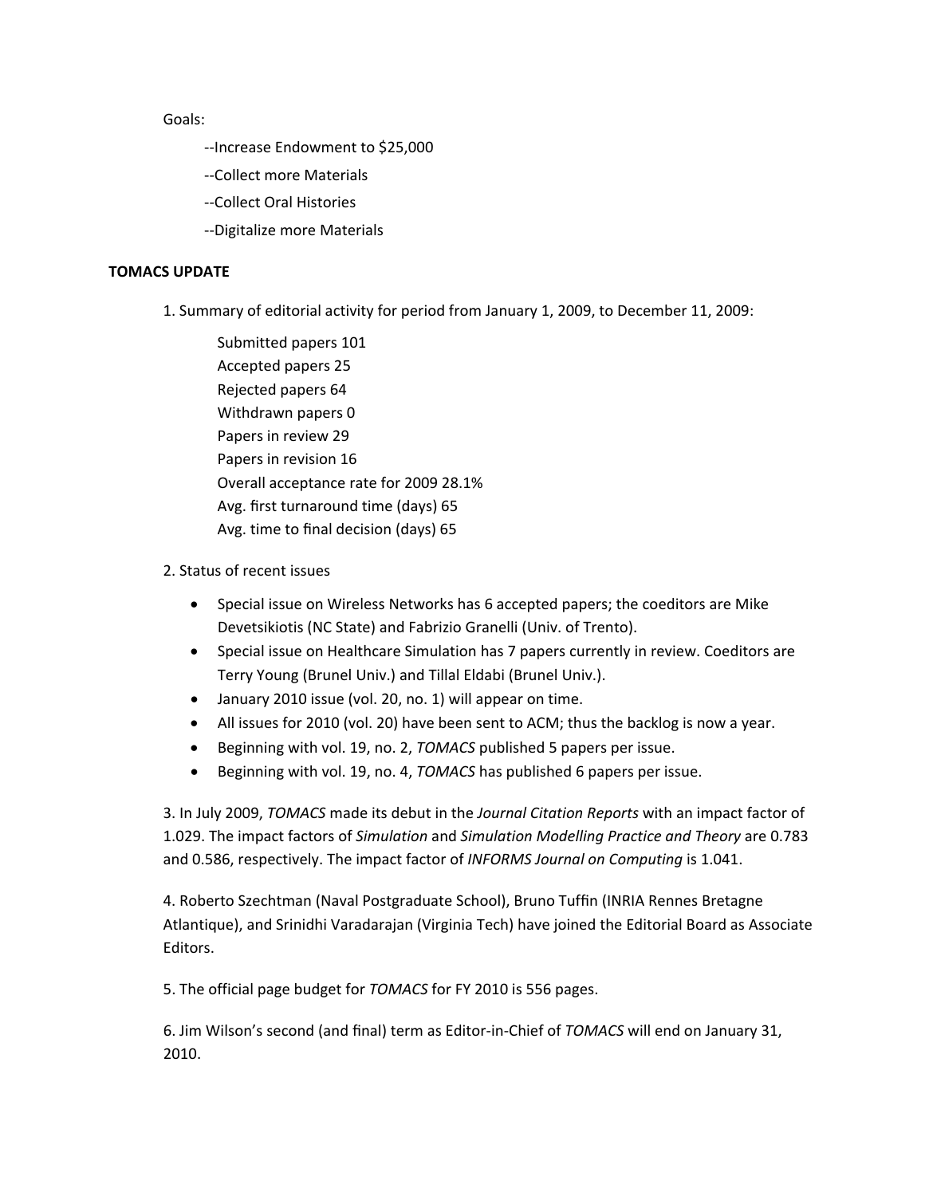Goals:

--Increase Endowment to $25,000

--Collect more Materials

--Collect Oral Histories

--Digitalize more Materials

**TOMACS UPDATE**

1. Summary of editorial activity for period from January 1, 2009, to December 11, 2009:

   Submitted papers 101
   Accepted papers 25
   Rejected papers 64
   Withdrawn papers 0
   Papers in review 29
   Papers in revision 16
   Overall acceptance rate for 2009 28.1%
   Avg. first turnaround time (days) 65
   Avg. time to final decision (days) 65

2. Status of recent issues

- Special issue on Wireless Networks has 6 accepted papers; the coeditors are Mike Devetsikiotis (NC State) and Fabrizio Granelli (Univ. of Trento).
- Special issue on Healthcare Simulation has 7 papers currently in review. Coeditors are Terry Young (Brunel Univ.) and Tillal Eldabi (Brunel Univ.).
- January 2010 issue (vol. 20, no. 1) will appear on time.
- All issues for 2010 (vol. 20) have been sent to ACM; thus the backlog is now a year.
- Beginning with vol. 19, no. 2, *TOMACS* published 5 papers per issue.
- Beginning with vol. 19, no. 4, *TOMACS* has published 6 papers per issue.

3. In July 2009, *TOMACS* made its debut in the *Journal Citation Reports* with an impact factor of 1.029. The impact factors of *Simulation* and *Simulation Modelling Practice and Theory* are 0.783 and 0.586, respectively. The impact factor of *INFORMS Journal on Computing* is 1.041.

4. Roberto Szechtman (Naval Postgraduate School), Bruno Tuffin (INRIA Rennes Bretagne Atlantique), and Srinidhi Varadarajan (Virginia Tech) have joined the Editorial Board as Associate Editors.

5. The official page budget for *TOMACS* for FY 2010 is 556 pages.

6. Jim Wilson's second (and final) term as Editor-in-Chief of *TOMACS* will end on January 31, 2010.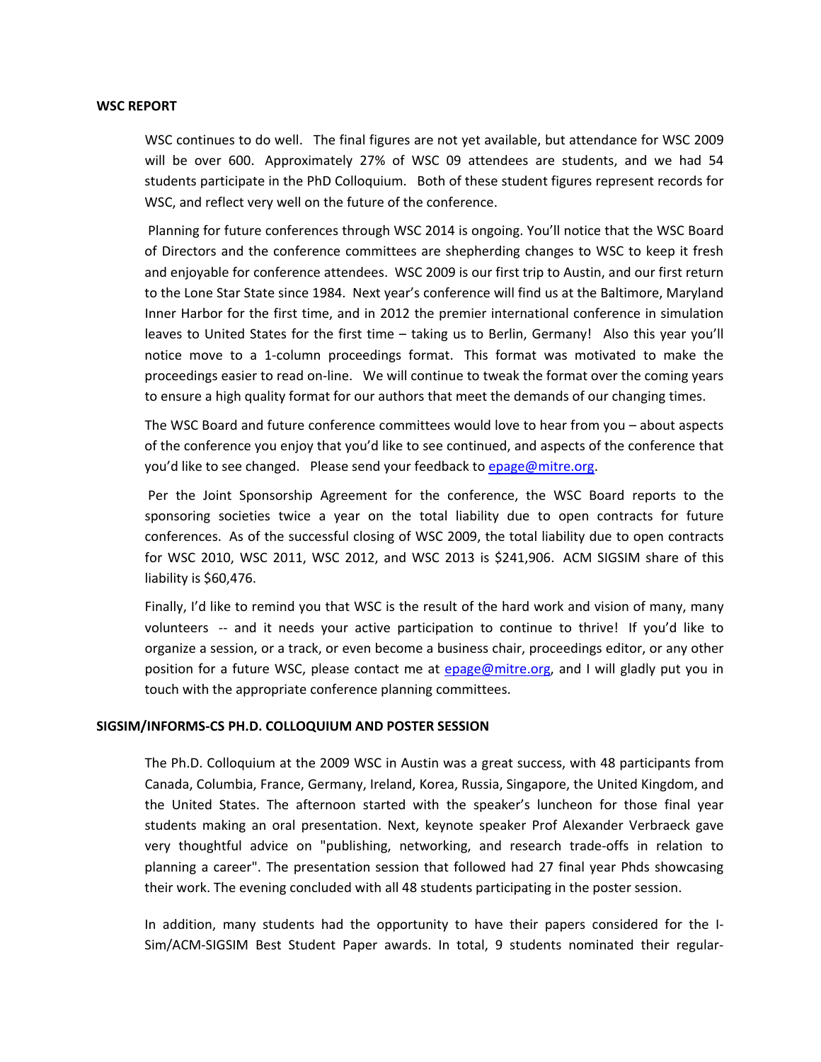**WSC REPORT**

WSC continues to do well. The final figures are not yet available, but attendance for WSC 2009 will be over 600. Approximately 27% of WSC 09 attendees are students, and we had 54 students participate in the PhD Colloquium. Both of these student figures represent records for WSC, and reflect very well on the future of the conference.

Planning for future conferences through WSC 2014 is ongoing. You'll notice that the WSC Board of Directors and the conference committees are shepherding changes to WSC to keep it fresh and enjoyable for conference attendees. WSC 2009 is our first trip to Austin, and our first return to the Lone Star State since 1984. Next year's conference will find us at the Baltimore, Maryland Inner Harbor for the first time, and in 2012 the premier international conference in simulation leaves to United States for the first time – taking us to Berlin, Germany! Also this year you'll notice move to a 1-column proceedings format. This format was motivated to make the proceedings easier to read on-line. We will continue to tweak the format over the coming years to ensure a high quality format for our authors that meet the demands of our changing times.

The WSC Board and future conference committees would love to hear from you – about aspects of the conference you enjoy that you'd like to see continued, and aspects of the conference that you'd like to see changed. Please send your feedback to epage@mitre.org.

Per the Joint Sponsorship Agreement for the conference, the WSC Board reports to the sponsoring societies twice a year on the total liability due to open contracts for future conferences. As of the successful closing of WSC 2009, the total liability due to open contracts for WSC 2010, WSC 2011, WSC 2012, and WSC 2013 is $241,906. ACM SIGSIM share of this liability is $60,476.

Finally, I'd like to remind you that WSC is the result of the hard work and vision of many, many volunteers -- and it needs your active participation to continue to thrive! If you'd like to organize a session, or a track, or even become a business chair, proceedings editor, or any other position for a future WSC, please contact me at epage@mitre.org, and I will gladly put you in touch with the appropriate conference planning committees.

**SIGSIM/INFORMS-CS PH.D. COLLOQUIUM AND POSTER SESSION**

The Ph.D. Colloquium at the 2009 WSC in Austin was a great success, with 48 participants from Canada, Columbia, France, Germany, Ireland, Korea, Russia, Singapore, the United Kingdom, and the United States. The afternoon started with the speaker's luncheon for those final year students making an oral presentation. Next, keynote speaker Prof Alexander Verbraeck gave very thoughtful advice on "publishing, networking, and research trade-offs in relation to planning a career". The presentation session that followed had 27 final year Phds showcasing their work. The evening concluded with all 48 students participating in the poster session.

In addition, many students had the opportunity to have their papers considered for the I-Sim/ACM-SIGSIM Best Student Paper awards. In total, 9 students nominated their regular-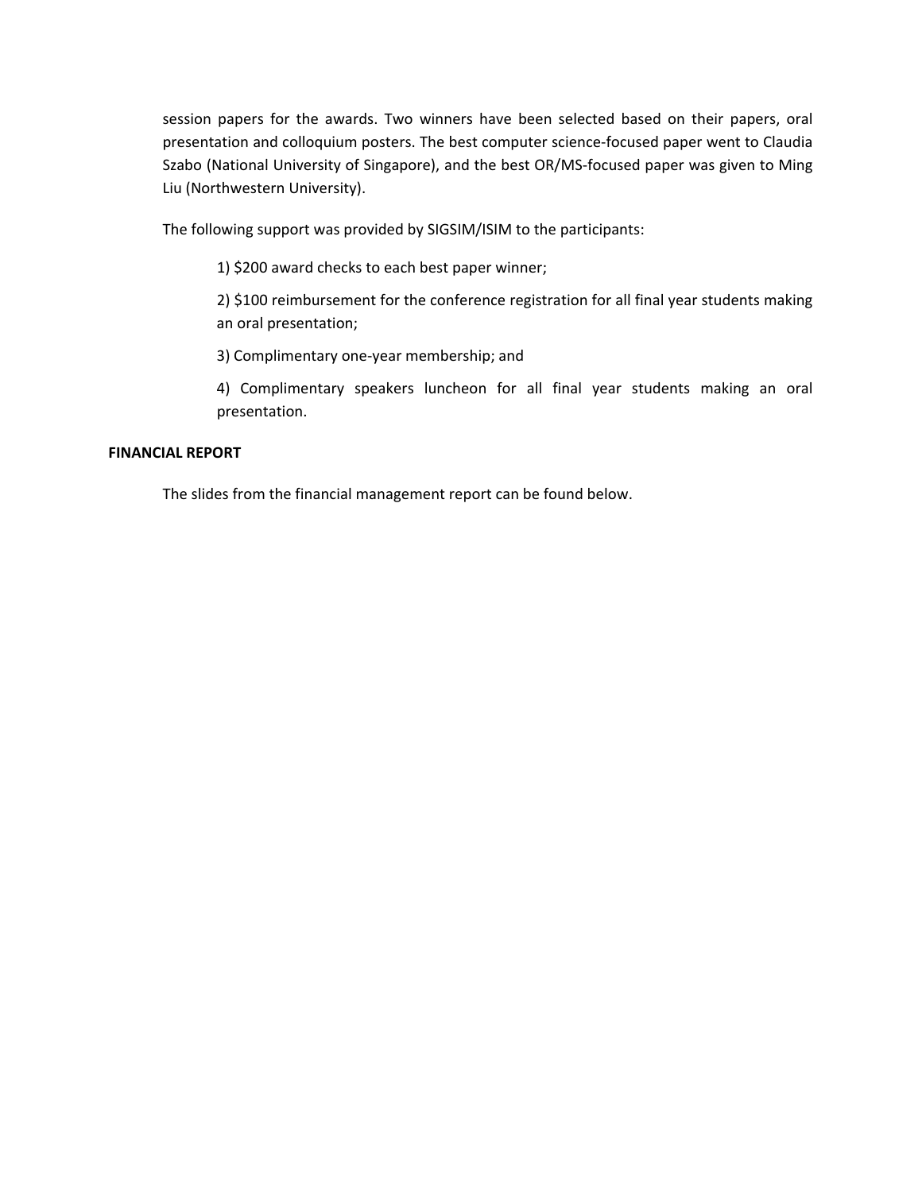session papers for the awards. Two winners have been selected based on their papers, oral presentation and colloquium posters. The best computer science-focused paper went to Claudia Szabo (National University of Singapore), and the best OR/MS-focused paper was given to Ming Liu (Northwestern University).

The following support was provided by SIGSIM/ISIM to the participants:

1) $200 award checks to each best paper winner;

2) $100 reimbursement for the conference registration for all final year students making an oral presentation;

3) Complimentary one-year membership; and

4) Complimentary speakers luncheon for all final year students making an oral presentation.

**FINANCIAL REPORT**

The slides from the financial management report can be found below.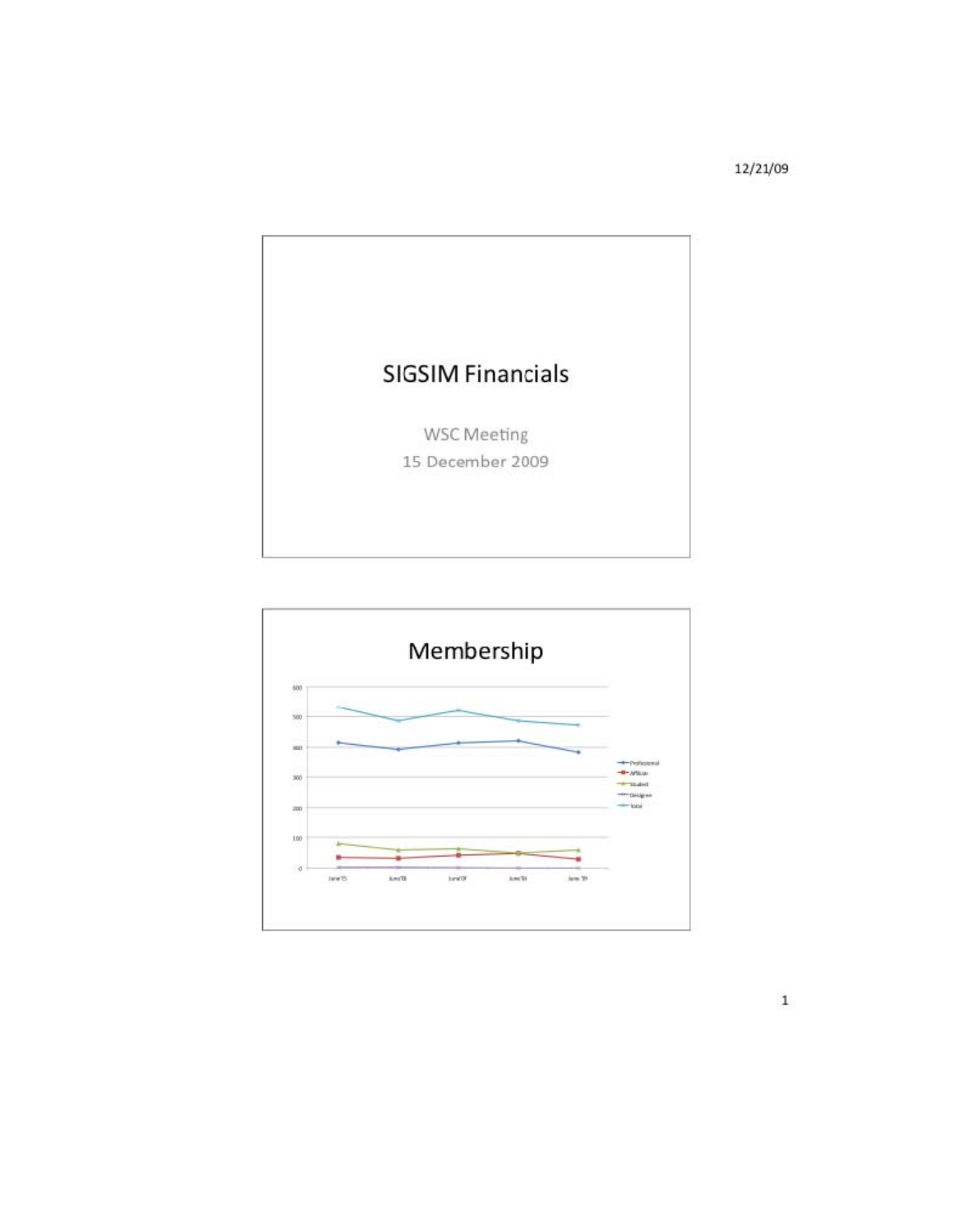# SIGSIM Financials

WSC Meeting

15 December 2009

# Membership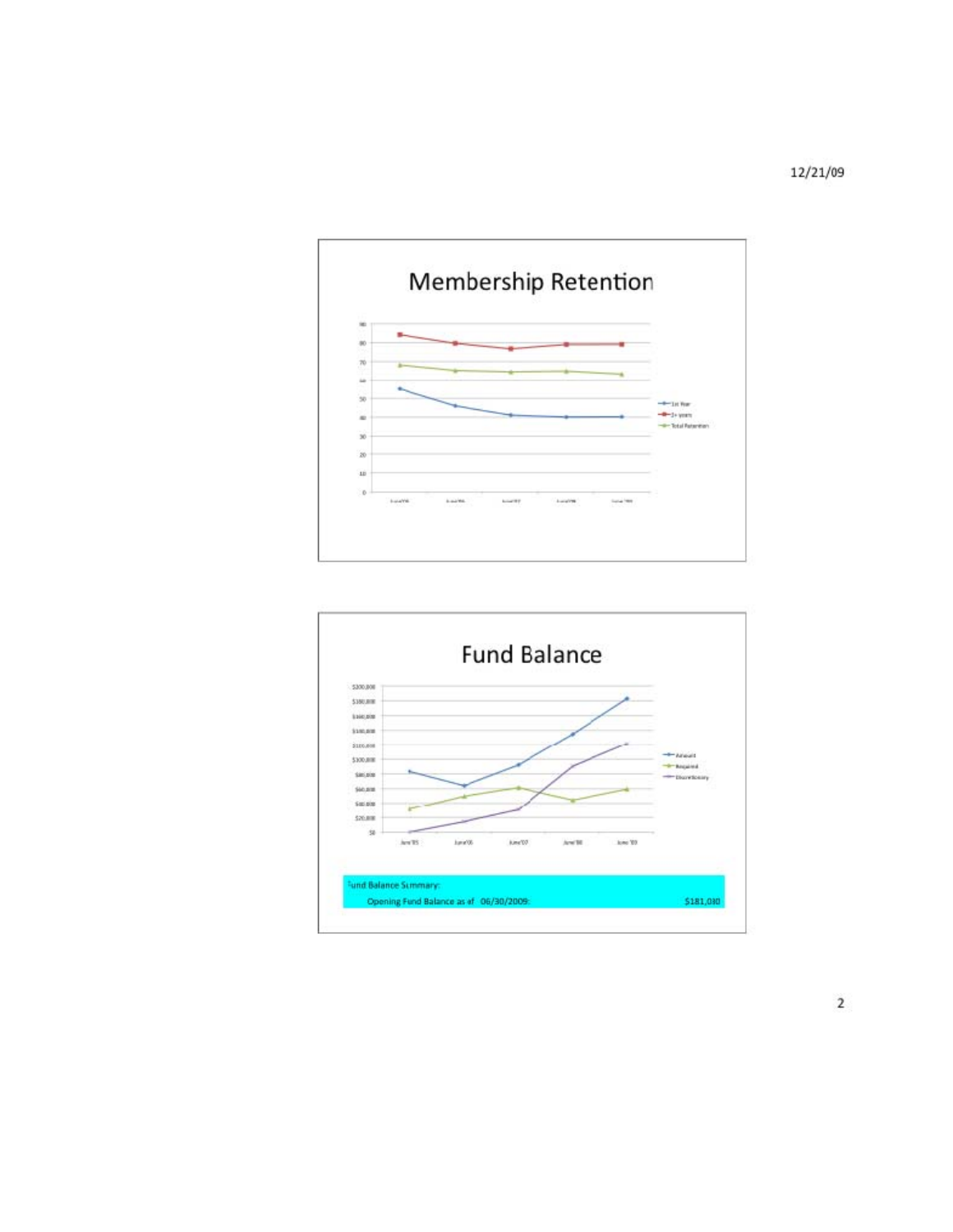## Membership Retention

90
80
70
60
50
40
30
20
10
0

1st Year
2+ years
Total Retention

## Fund Balance

$200,000
$180,000
$160,000
$140,000
$120,000
$100,000
$80,000
$60,000
$40,000
$20,000
$0

June'05
June'06
June'07
June'08
June '09

Amount
Required
Discretionary

Fund Balance Summary:

Opening Fund Balance as of 06/30/2009: $181,030